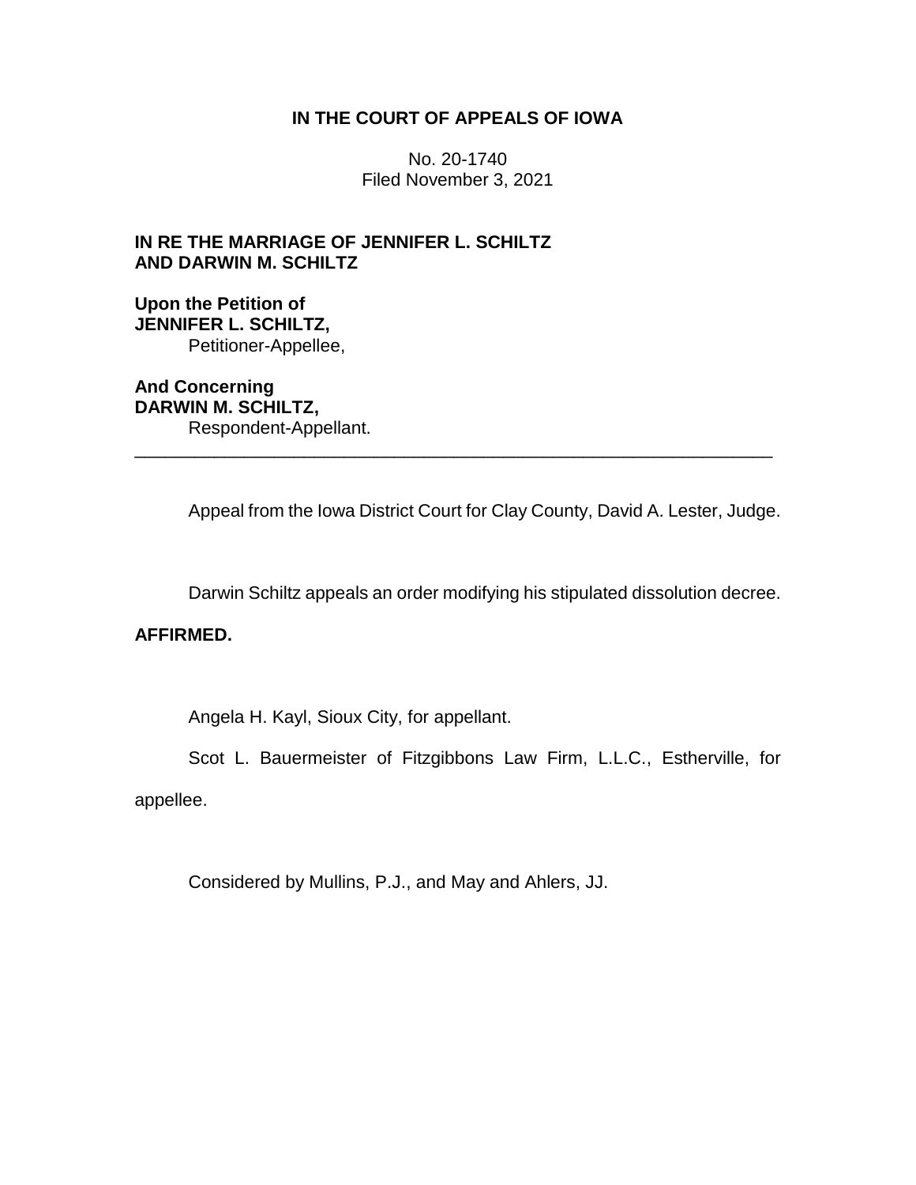# IN THE COURT OF APPEALS OF IOWA

No. 20-1740
Filed November 3, 2021

**IN RE THE MARRIAGE OF JENNIFER L. SCHILTZ AND DARWIN M. SCHILTZ**

**Upon the Petition of**
**JENNIFER L. SCHILTZ,**
Petitioner-Appellee,

**And Concerning**
**DARWIN M. SCHILTZ,**
Respondent-Appellant.

---

Appeal from the Iowa District Court for Clay County, David A. Lester, Judge.

Darwin Schiltz appeals an order modifying his stipulated dissolution decree.

**AFFIRMED.**

Angela H. Kayl, Sioux City, for appellant.

Scot L. Bauermeister of Fitzgibbons Law Firm, L.L.C., Estherville, for appellee.

Considered by Mullins, P.J., and May and Ahlers, JJ.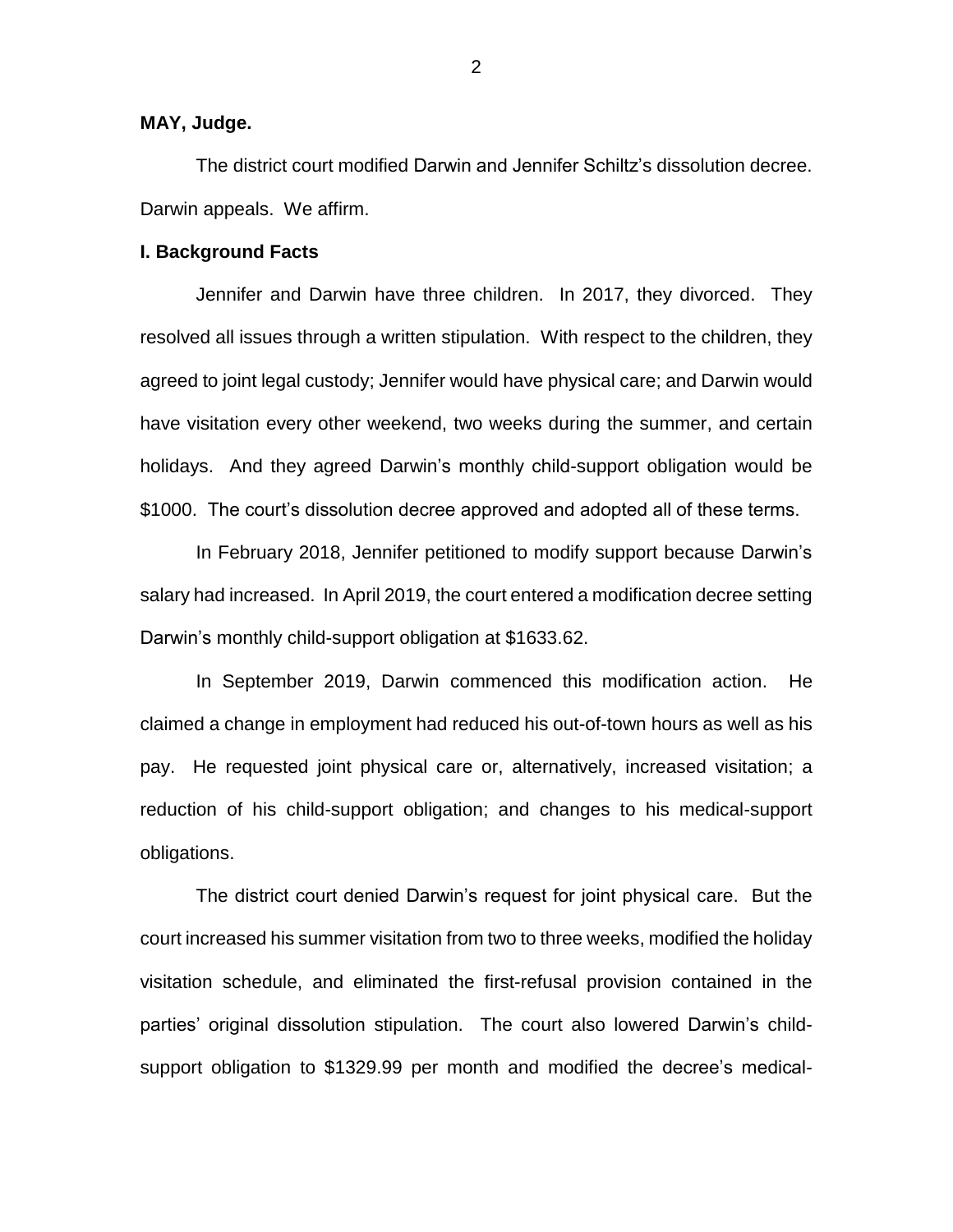**MAY, Judge.**

The district court modified Darwin and Jennifer Schiltz's dissolution decree. Darwin appeals. We affirm.

**I. Background Facts**

Jennifer and Darwin have three children. In 2017, they divorced. They resolved all issues through a written stipulation. With respect to the children, they agreed to joint legal custody; Jennifer would have physical care; and Darwin would have visitation every other weekend, two weeks during the summer, and certain holidays. And they agreed Darwin's monthly child-support obligation would be $1000. The court's dissolution decree approved and adopted all of these terms.

In February 2018, Jennifer petitioned to modify support because Darwin's salary had increased. In April 2019, the court entered a modification decree setting Darwin's monthly child-support obligation at $1633.62.

In September 2019, Darwin commenced this modification action. He claimed a change in employment had reduced his out-of-town hours as well as his pay. He requested joint physical care or, alternatively, increased visitation; a reduction of his child-support obligation; and changes to his medical-support obligations.

The district court denied Darwin's request for joint physical care. But the court increased his summer visitation from two to three weeks, modified the holiday visitation schedule, and eliminated the first-refusal provision contained in the parties' original dissolution stipulation. The court also lowered Darwin's child-support obligation to $1329.99 per month and modified the decree's medical-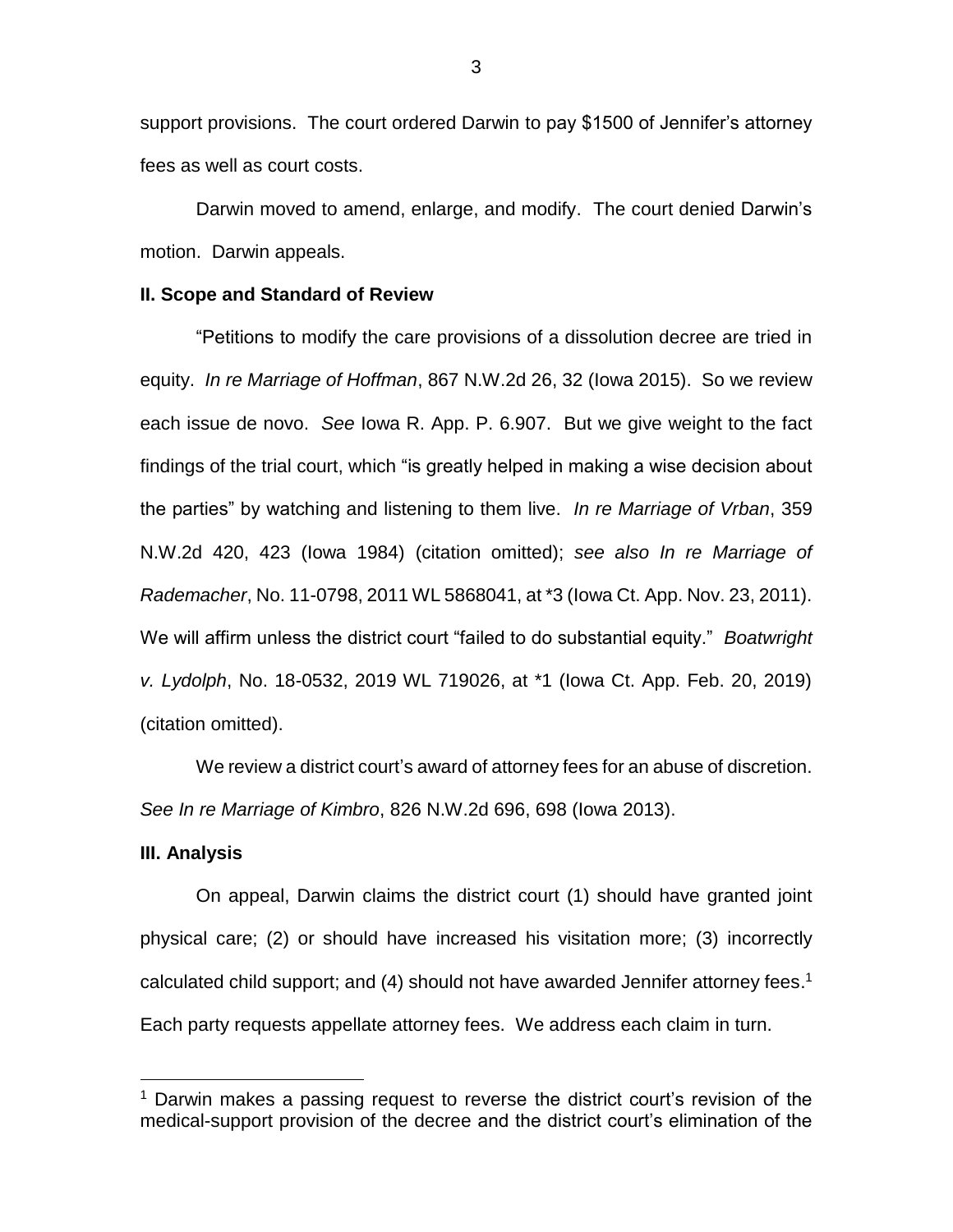support provisions. The court ordered Darwin to pay $1500 of Jennifer's attorney fees as well as court costs.

Darwin moved to amend, enlarge, and modify. The court denied Darwin's motion. Darwin appeals.

## II. Scope and Standard of Review

"Petitions to modify the care provisions of a dissolution decree are tried in equity. *In re Marriage of Hoffman*, 867 N.W.2d 26, 32 (Iowa 2015). So we review each issue de novo. *See* Iowa R. App. P. 6.907. But we give weight to the fact findings of the trial court, which "is greatly helped in making a wise decision about the parties" by watching and listening to them live. *In re Marriage of Vrban*, 359 N.W.2d 420, 423 (Iowa 1984) (citation omitted); *see also In re Marriage of Rademacher*, No. 11-0798, 2011 WL 5868041, at *3 (Iowa Ct. App. Nov. 23, 2011). We will affirm unless the district court "failed to do substantial equity." *Boatwright v. Lydolph*, No. 18-0532, 2019 WL 719026, at *1 (Iowa Ct. App. Feb. 20, 2019) (citation omitted).

We review a district court's award of attorney fees for an abuse of discretion. *See In re Marriage of Kimbro*, 826 N.W.2d 696, 698 (Iowa 2013).

## III. Analysis

On appeal, Darwin claims the district court (1) should have granted joint physical care; (2) or should have increased his visitation more; (3) incorrectly calculated child support; and (4) should not have awarded Jennifer attorney fees.[1] Each party requests appellate attorney fees. We address each claim in turn.

[1] Darwin makes a passing request to reverse the district court's revision of the medical-support provision of the decree and the district court's elimination of the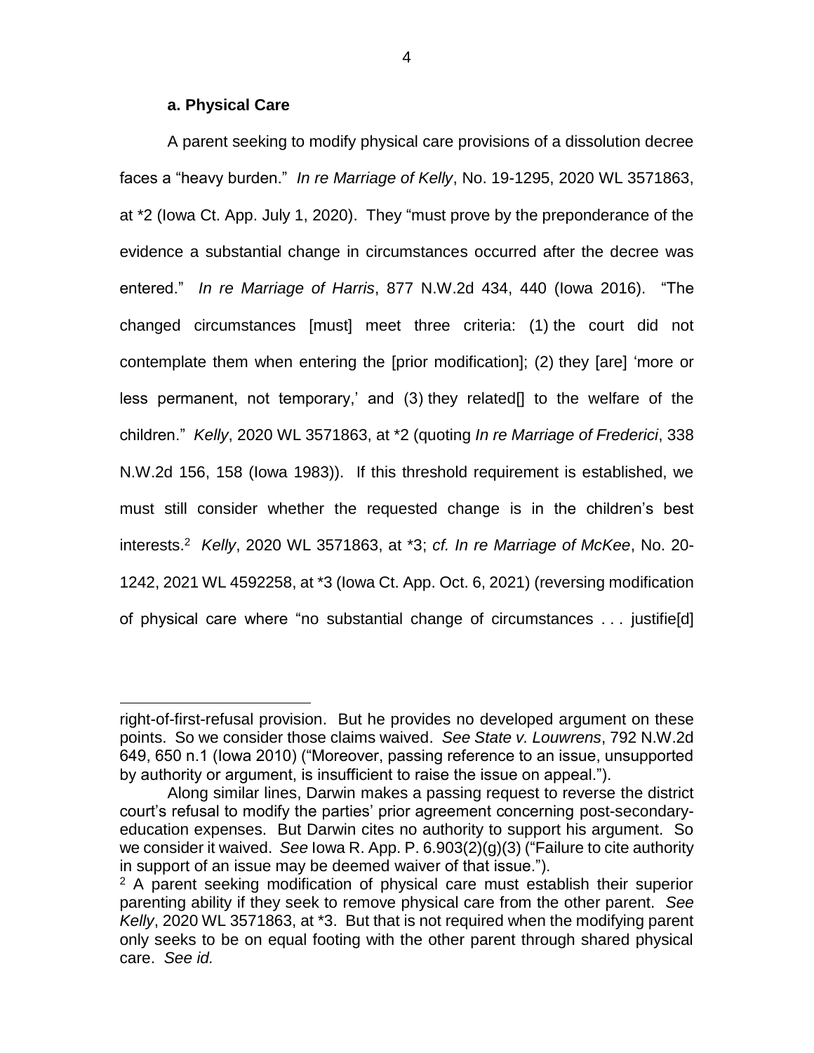### a. Physical Care

A parent seeking to modify physical care provisions of a dissolution decree faces a "heavy burden." *In re Marriage of Kelly*, No. 19-1295, 2020 WL 3571863, at *2 (Iowa Ct. App. July 1, 2020). They "must prove by the preponderance of the evidence a substantial change in circumstances occurred after the decree was entered." *In re Marriage of Harris*, 877 N.W.2d 434, 440 (Iowa 2016). "The changed circumstances [must] meet three criteria: (1) the court did not contemplate them when entering the [prior modification]; (2) they [are] 'more or less permanent, not temporary,' and (3) they related[] to the welfare of the children." *Kelly*, 2020 WL 3571863, at *2 (quoting *In re Marriage of Frederici*, 338 N.W.2d 156, 158 (Iowa 1983)). If this threshold requirement is established, we must still consider whether the requested change is in the children's best interests.[2] *Kelly*, 2020 WL 3571863, at *3; *cf. In re Marriage of McKee*, No. 20-1242, 2021 WL 4592258, at *3 (Iowa Ct. App. Oct. 6, 2021) (reversing modification of physical care where "no substantial change of circumstances . . . justifie[d]

---

right-of-first-refusal provision. But he provides no developed argument on these points. So we consider those claims waived. *See State v. Louwrens*, 792 N.W.2d 649, 650 n.1 (Iowa 2010) ("Moreover, passing reference to an issue, unsupported by authority or argument, is insufficient to raise the issue on appeal.").

Along similar lines, Darwin makes a passing request to reverse the district court's refusal to modify the parties' prior agreement concerning post-secondary-education expenses. But Darwin cites no authority to support his argument. So we consider it waived. *See* Iowa R. App. P. 6.903(2)(g)(3) ("Failure to cite authority in support of an issue may be deemed waiver of that issue.").

[2] A parent seeking modification of physical care must establish their superior parenting ability if they seek to remove physical care from the other parent. *See Kelly*, 2020 WL 3571863, at *3. But that is not required when the modifying parent only seeks to be on equal footing with the other parent through shared physical care. *See id.*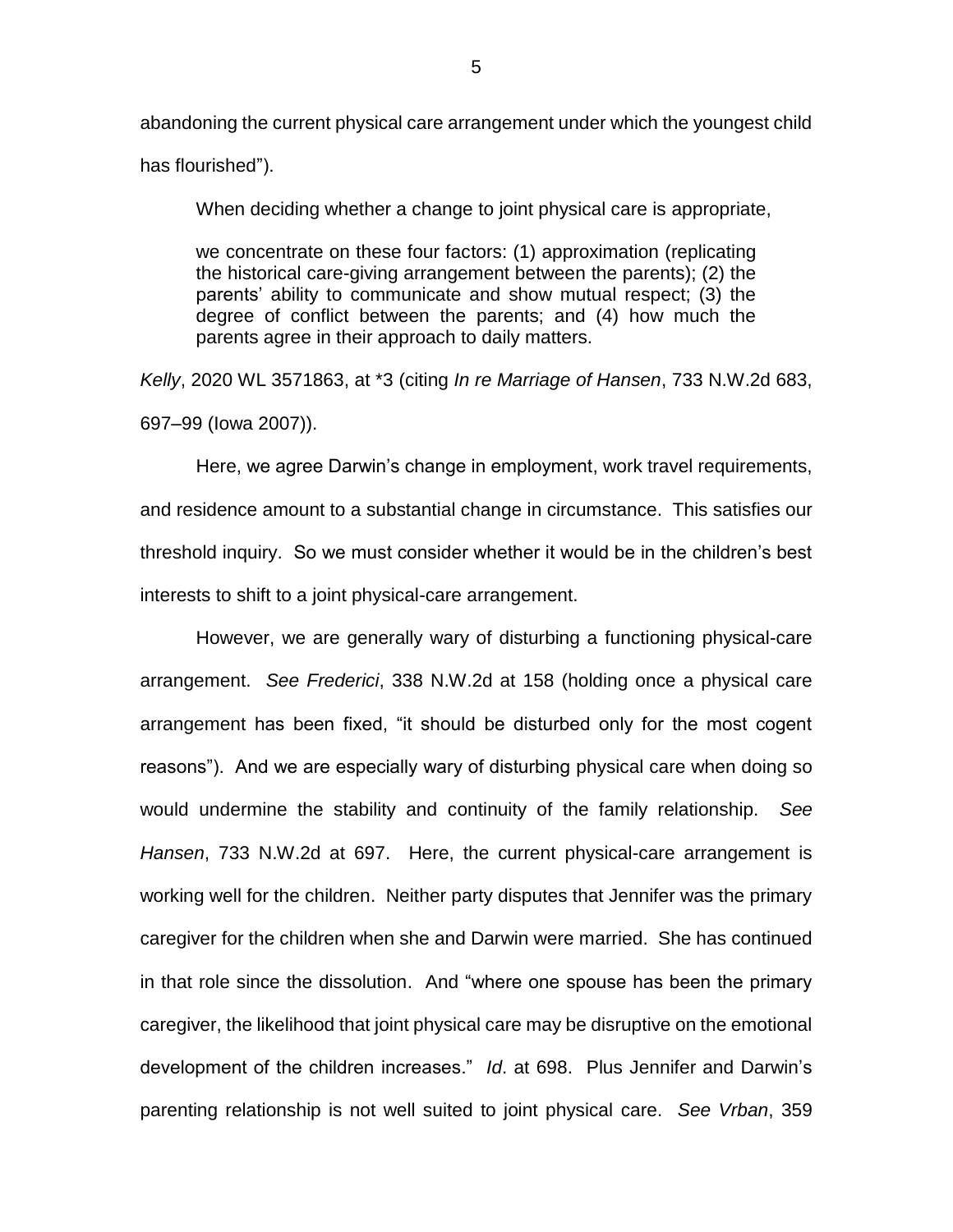abandoning the current physical care arrangement under which the youngest child has flourished").

When deciding whether a change to joint physical care is appropriate,

> we concentrate on these four factors: (1) approximation (replicating the historical care-giving arrangement between the parents); (2) the parents' ability to communicate and show mutual respect; (3) the degree of conflict between the parents; and (4) how much the parents agree in their approach to daily matters.

*Kelly*, 2020 WL 3571863, at *3 (citing *In re Marriage of Hansen*, 733 N.W.2d 683, 697–99 (Iowa 2007)).

Here, we agree Darwin's change in employment, work travel requirements, and residence amount to a substantial change in circumstance. This satisfies our threshold inquiry. So we must consider whether it would be in the children's best interests to shift to a joint physical-care arrangement.

However, we are generally wary of disturbing a functioning physical-care arrangement. *See Frederici*, 338 N.W.2d at 158 (holding once a physical care arrangement has been fixed, "it should be disturbed only for the most cogent reasons"). And we are especially wary of disturbing physical care when doing so would undermine the stability and continuity of the family relationship. *See Hansen*, 733 N.W.2d at 697. Here, the current physical-care arrangement is working well for the children. Neither party disputes that Jennifer was the primary caregiver for the children when she and Darwin were married. She has continued in that role since the dissolution. And "where one spouse has been the primary caregiver, the likelihood that joint physical care may be disruptive on the emotional development of the children increases." *Id*. at 698. Plus Jennifer and Darwin's parenting relationship is not well suited to joint physical care. *See Vrban*, 359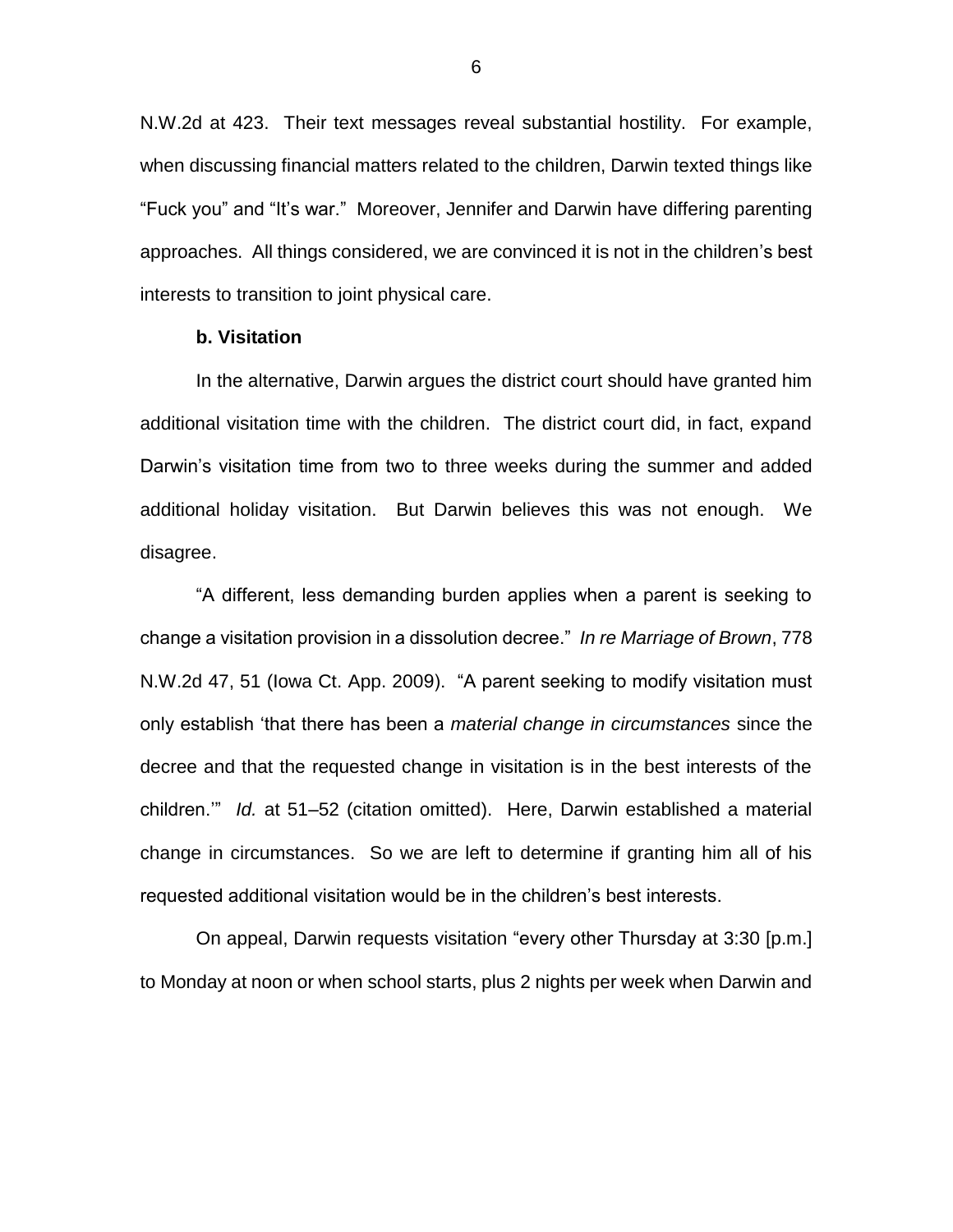N.W.2d at 423. Their text messages reveal substantial hostility. For example, when discussing financial matters related to the children, Darwin texted things like "Fuck you" and "It's war." Moreover, Jennifer and Darwin have differing parenting approaches. All things considered, we are convinced it is not in the children's best interests to transition to joint physical care.

**b. Visitation**

In the alternative, Darwin argues the district court should have granted him additional visitation time with the children. The district court did, in fact, expand Darwin's visitation time from two to three weeks during the summer and added additional holiday visitation. But Darwin believes this was not enough. We disagree.

"A different, less demanding burden applies when a parent is seeking to change a visitation provision in a dissolution decree." *In re Marriage of Brown*, 778 N.W.2d 47, 51 (Iowa Ct. App. 2009). "A parent seeking to modify visitation must only establish 'that there has been a *material change in circumstances* since the decree and that the requested change in visitation is in the best interests of the children.'" *Id.* at 51–52 (citation omitted). Here, Darwin established a material change in circumstances. So we are left to determine if granting him all of his requested additional visitation would be in the children's best interests.

On appeal, Darwin requests visitation "every other Thursday at 3:30 [p.m.] to Monday at noon or when school starts, plus 2 nights per week when Darwin and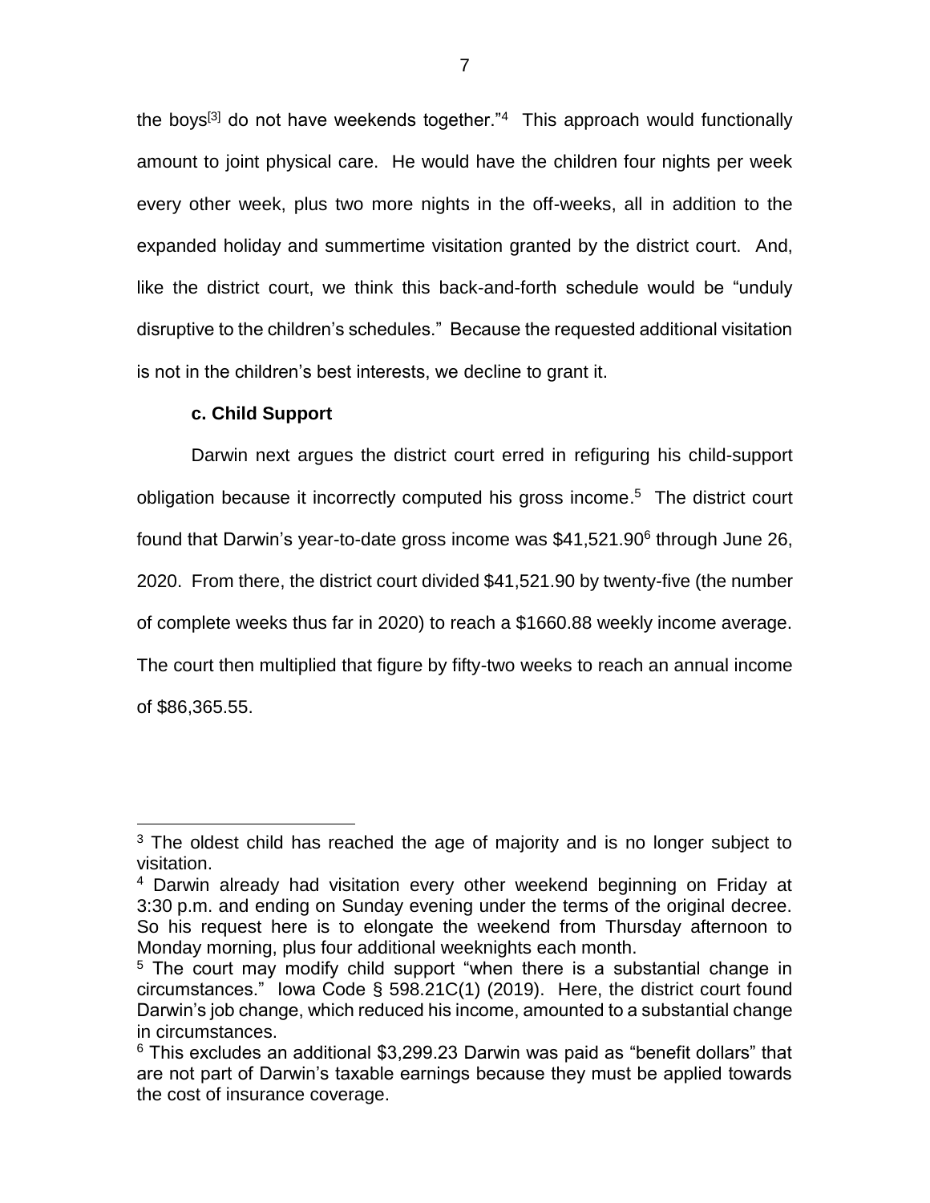the boys[3] do not have weekends together."[4] This approach would functionally amount to joint physical care. He would have the children four nights per week every other week, plus two more nights in the off-weeks, all in addition to the expanded holiday and summertime visitation granted by the district court. And, like the district court, we think this back-and-forth schedule would be "unduly disruptive to the children's schedules." Because the requested additional visitation is not in the children's best interests, we decline to grant it.

**c. Child Support**

Darwin next argues the district court erred in refiguring his child-support obligation because it incorrectly computed his gross income.[5] The district court found that Darwin's year-to-date gross income was $41,521.90[6] through June 26, 2020. From there, the district court divided $41,521.90 by twenty-five (the number of complete weeks thus far in 2020) to reach a $1660.88 weekly income average. The court then multiplied that figure by fifty-two weeks to reach an annual income of $86,365.55.

---

[3] The oldest child has reached the age of majority and is no longer subject to visitation.

[4] Darwin already had visitation every other weekend beginning on Friday at 3:30 p.m. and ending on Sunday evening under the terms of the original decree. So his request here is to elongate the weekend from Thursday afternoon to Monday morning, plus four additional weeknights each month.

[5] The court may modify child support "when there is a substantial change in circumstances." Iowa Code § 598.21C(1) (2019). Here, the district court found Darwin's job change, which reduced his income, amounted to a substantial change in circumstances.

[6] This excludes an additional $3,299.23 Darwin was paid as "benefit dollars" that are not part of Darwin's taxable earnings because they must be applied towards the cost of insurance coverage.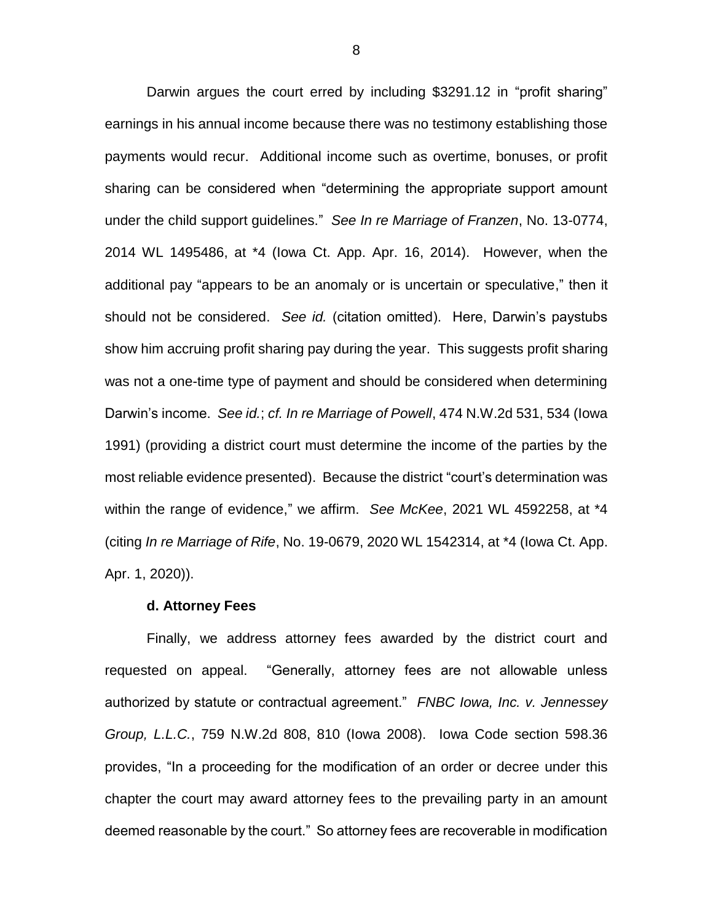Darwin argues the court erred by including $3291.12 in "profit sharing" earnings in his annual income because there was no testimony establishing those payments would recur. Additional income such as overtime, bonuses, or profit sharing can be considered when "determining the appropriate support amount under the child support guidelines." *See In re Marriage of Franzen*, No. 13-0774, 2014 WL 1495486, at *4 (Iowa Ct. App. Apr. 16, 2014). However, when the additional pay "appears to be an anomaly or is uncertain or speculative," then it should not be considered. *See id.* (citation omitted). Here, Darwin's paystubs show him accruing profit sharing pay during the year. This suggests profit sharing was not a one-time type of payment and should be considered when determining Darwin's income. *See id.*; *cf. In re Marriage of Powell*, 474 N.W.2d 531, 534 (Iowa 1991) (providing a district court must determine the income of the parties by the most reliable evidence presented). Because the district "court's determination was within the range of evidence," we affirm. *See McKee*, 2021 WL 4592258, at *4 (citing *In re Marriage of Rife*, No. 19-0679, 2020 WL 1542314, at *4 (Iowa Ct. App. Apr. 1, 2020)).

**d. Attorney Fees**

Finally, we address attorney fees awarded by the district court and requested on appeal. "Generally, attorney fees are not allowable unless authorized by statute or contractual agreement." *FNBC Iowa, Inc. v. Jennessey Group, L.L.C.*, 759 N.W.2d 808, 810 (Iowa 2008). Iowa Code section 598.36 provides, "In a proceeding for the modification of an order or decree under this chapter the court may award attorney fees to the prevailing party in an amount deemed reasonable by the court." So attorney fees are recoverable in modification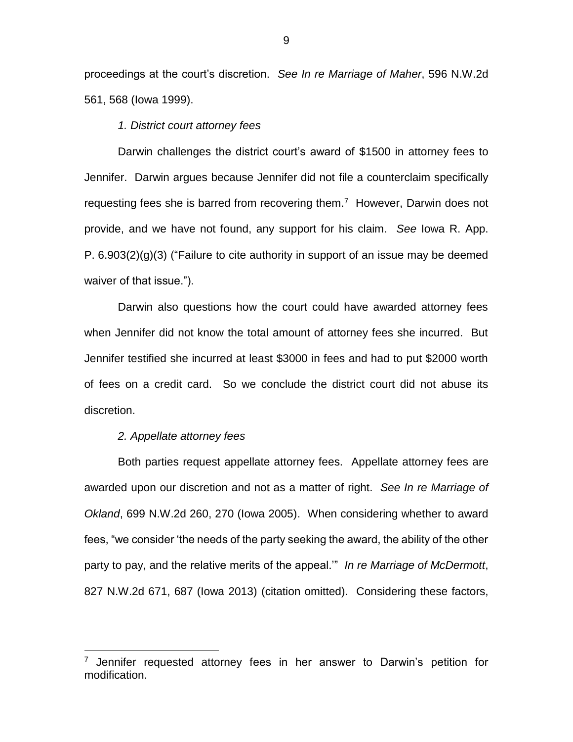proceedings at the court's discretion. *See In re Marriage of Maher*, 596 N.W.2d 561, 568 (Iowa 1999).

*1. District court attorney fees*

Darwin challenges the district court's award of $1500 in attorney fees to Jennifer. Darwin argues because Jennifer did not file a counterclaim specifically requesting fees she is barred from recovering them.[7] However, Darwin does not provide, and we have not found, any support for his claim. *See* Iowa R. App. P. 6.903(2)(g)(3) ("Failure to cite authority in support of an issue may be deemed waiver of that issue.").

Darwin also questions how the court could have awarded attorney fees when Jennifer did not know the total amount of attorney fees she incurred. But Jennifer testified she incurred at least $3000 in fees and had to put $2000 worth of fees on a credit card. So we conclude the district court did not abuse its discretion.

*2. Appellate attorney fees*

Both parties request appellate attorney fees. Appellate attorney fees are awarded upon our discretion and not as a matter of right. *See In re Marriage of Okland*, 699 N.W.2d 260, 270 (Iowa 2005). When considering whether to award fees, "we consider 'the needs of the party seeking the award, the ability of the other party to pay, and the relative merits of the appeal.'" *In re Marriage of McDermott*, 827 N.W.2d 671, 687 (Iowa 2013) (citation omitted). Considering these factors,

---

[7] Jennifer requested attorney fees in her answer to Darwin's petition for modification.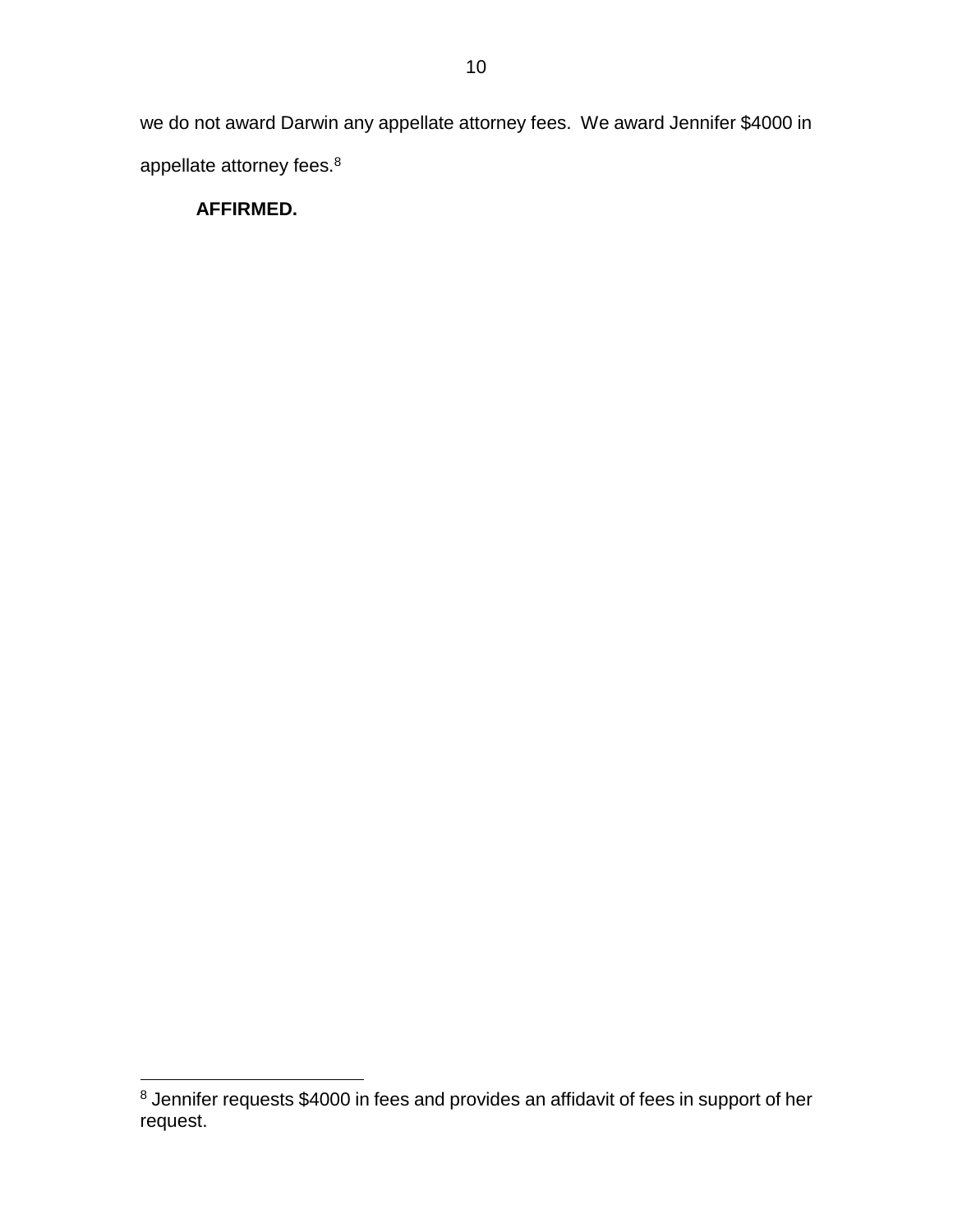we do not award Darwin any appellate attorney fees. We award Jennifer $4000 in appellate attorney fees.[8]

**AFFIRMED.**

[8] Jennifer requests $4000 in fees and provides an affidavit of fees in support of her request.